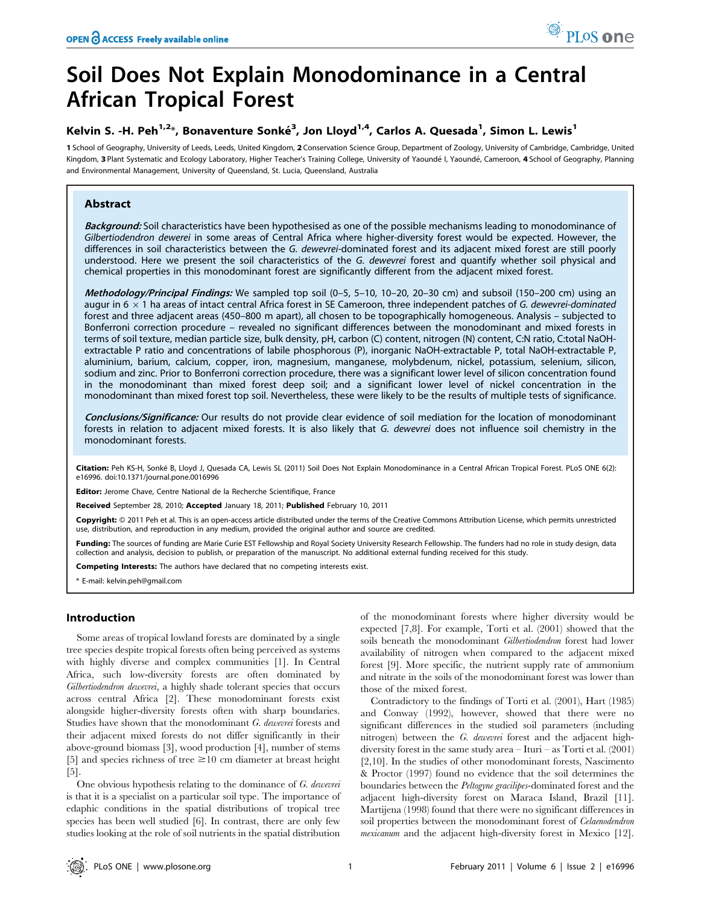# Soil Does Not Explain Monodominance in a Central African Tropical Forest

**Kelvin S. -H. Peh[1,2]*, Bonaventure Sonké[3], Jon Lloyd[1,4], Carlos A. Quesada[1], Simon L. Lewis[1]**

1 School of Geography, University of Leeds, Leeds, United Kingdom, 2 Conservation Science Group, Department of Zoology, University of Cambridge, Cambridge, United Kingdom, 3 Plant Systematic and Ecology Laboratory, Higher Teacher's Training College, University of Yaoundé I, Yaoundé, Cameroon, 4 School of Geography, Planning and Environmental Management, University of Queensland, St. Lucia, Queensland, Australia

## Abstract

***Background:*** Soil characteristics have been hypothesised as one of the possible mechanisms leading to monodominance of *Gilbertiodendron dewerei* in some areas of Central Africa where higher-diversity forest would be expected. However, the differences in soil characteristics between the *G. dewevrei*-dominated forest and its adjacent mixed forest are still poorly understood. Here we present the soil characteristics of the *G. dewevrei* forest and quantify whether soil physical and chemical properties in this monodominant forest are significantly different from the adjacent mixed forest.

***Methodology/Principal Findings:*** We sampled top soil (0–5, 5–10, 10–20, 20–30 cm) and subsoil (150–200 cm) using an augur in 6 × 1 ha areas of intact central Africa forest in SE Cameroon, three independent patches of *G. dewevrei-dominated* forest and three adjacent areas (450–800 m apart), all chosen to be topographically homogeneous. Analysis – subjected to Bonferroni correction procedure – revealed no significant differences between the monodominant and mixed forests in terms of soil texture, median particle size, bulk density, pH, carbon (C) content, nitrogen (N) content, C:N ratio, C:total NaOH-extractable P ratio and concentrations of labile phosphorous (P), inorganic NaOH-extractable P, total NaOH-extractable P, aluminium, barium, calcium, copper, iron, magnesium, manganese, molybdenum, nickel, potassium, selenium, silicon, sodium and zinc. Prior to Bonferroni correction procedure, there was a significant lower level of silicon concentration found in the monodominant than mixed forest deep soil; and a significant lower level of nickel concentration in the monodominant than mixed forest top soil. Nevertheless, these were likely to be the results of multiple tests of significance.

***Conclusions/Significance:*** Our results do not provide clear evidence of soil mediation for the location of monodominant forests in relation to adjacent mixed forests. It is also likely that *G. dewevrei* does not influence soil chemistry in the monodominant forests.

**Citation:** Peh KS-H, Sonké B, Lloyd J, Quesada CA, Lewis SL (2011) Soil Does Not Explain Monodominance in a Central African Tropical Forest. PLoS ONE 6(2): e16996. doi:10.1371/journal.pone.0016996

**Editor:** Jerome Chave, Centre National de la Recherche Scientifique, France

**Received** September 28, 2010; **Accepted** January 18, 2011; **Published** February 10, 2011

**Copyright:** © 2011 Peh et al. This is an open-access article distributed under the terms of the Creative Commons Attribution License, which permits unrestricted use, distribution, and reproduction in any medium, provided the original author and source are credited.

**Funding:** The sources of funding are Marie Curie EST Fellowship and Royal Society University Research Fellowship. The funders had no role in study design, data collection and analysis, decision to publish, or preparation of the manuscript. No additional external funding received for this study.

**Competing Interests:** The authors have declared that no competing interests exist.

\* E-mail: kelvin.peh@gmail.com

## Introduction

Some areas of tropical lowland forests are dominated by a single tree species despite tropical forests often being perceived as systems with highly diverse and complex communities [1]. In Central Africa, such low-diversity forests are often dominated by *Gilbertiodendron dewevrei*, a highly shade tolerant species that occurs across central Africa [2]. These monodominant forests exist alongside higher-diversity forests often with sharp boundaries. Studies have shown that the monodominant *G. dewevrei* forests and their adjacent mixed forests do not differ significantly in their above-ground biomass [3], wood production [4], number of stems [5] and species richness of tree ≥10 cm diameter at breast height [5].

One obvious hypothesis relating to the dominance of *G. dewevrei* is that it is a specialist on a particular soil type. The importance of edaphic conditions in the spatial distributions of tropical tree species has been well studied [6]. In contrast, there are only few studies looking at the role of soil nutrients in the spatial distribution of the monodominant forests where higher diversity would be expected [7,8]. For example, Torti et al. (2001) showed that the soils beneath the monodominant *Gilbertiodendron* forest had lower availability of nitrogen when compared to the adjacent mixed forest [9]. More specific, the nutrient supply rate of ammonium and nitrate in the soils of the monodominant forest was lower than those of the mixed forest.

Contradictory to the findings of Torti et al. (2001), Hart (1985) and Conway (1992), however, showed that there were no significant differences in the studied soil parameters (including nitrogen) between the *G. dewevrei* forest and the adjacent high-diversity forest in the same study area – Ituri – as Torti et al. (2001) [2,10]. In the studies of other monodominant forests, Nascimento & Proctor (1997) found no evidence that the soil determines the boundaries between the *Peltogyne gracilipes*-dominated forest and the adjacent high-diversity forest on Maraca Island, Brazil [11]. Martijena (1998) found that there were no significant differences in soil properties between the monodominant forest of *Celaenodendron mexicanum* and the adjacent high-diversity forest in Mexico [12].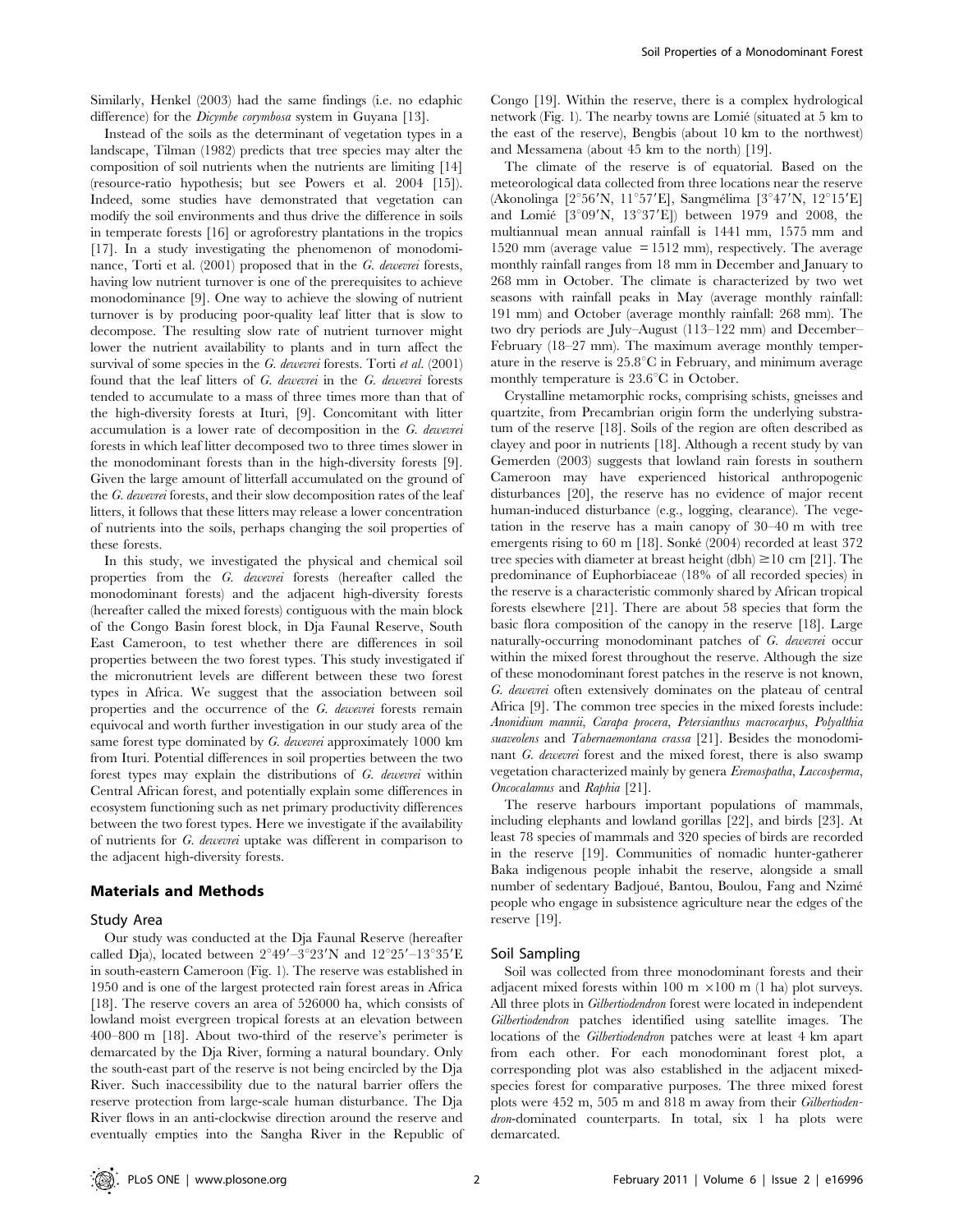Similarly, Henkel (2003) had the same findings (i.e. no edaphic difference) for the *Dicymbe corymbosa* system in Guyana [13].

Instead of the soils as the determinant of vegetation types in a landscape, Tilman (1982) predicts that tree species may alter the composition of soil nutrients when the nutrients are limiting [14] (resource-ratio hypothesis; but see Powers et al. 2004 [15]). Indeed, some studies have demonstrated that vegetation can modify the soil environments and thus drive the difference in soils in temperate forests [16] or agroforestry plantations in the tropics [17]. In a study investigating the phenomenon of monodominance, Torti et al. (2001) proposed that in the *G. dewevrei* forests, having low nutrient turnover is one of the prerequisites to achieve monodominance [9]. One way to achieve the slowing of nutrient turnover is by producing poor-quality leaf litter that is slow to decompose. The resulting slow rate of nutrient turnover might lower the nutrient availability to plants and in turn affect the survival of some species in the *G. dewevrei* forests. Torti *et al.* (2001) found that the leaf litters of *G. dewevrei* in the *G. dewevrei* forests tended to accumulate to a mass of three times more than that of the high-diversity forests at Ituri, [9]. Concomitant with litter accumulation is a lower rate of decomposition in the *G. dewevrei* forests in which leaf litter decomposed two to three times slower in the monodominant forests than in the high-diversity forests [9]. Given the large amount of litterfall accumulated on the ground of the *G. dewevrei* forests, and their slow decomposition rates of the leaf litters, it follows that these litters may release a lower concentration of nutrients into the soils, perhaps changing the soil properties of these forests.

In this study, we investigated the physical and chemical soil properties from the *G. dewevrei* forests (hereafter called the monodominant forests) and the adjacent high-diversity forests (hereafter called the mixed forests) contiguous with the main block of the Congo Basin forest block, in Dja Faunal Reserve, South East Cameroon, to test whether there are differences in soil properties between the two forest types. This study investigated if the micronutrient levels are different between these two forest types in Africa. We suggest that the association between soil properties and the occurrence of the *G. dewevrei* forests remain equivocal and worth further investigation in our study area of the same forest type dominated by *G. dewevrei* approximately 1000 km from Ituri. Potential differences in soil properties between the two forest types may explain the distributions of *G. dewevrei* within Central African forest, and potentially explain some differences in ecosystem functioning such as net primary productivity differences between the two forest types. Here we investigate if the availability of nutrients for *G. dewevrei* uptake was different in comparison to the adjacent high-diversity forests.

## Materials and Methods

### Study Area

Our study was conducted at the Dja Faunal Reserve (hereafter called Dja), located between 2°49′–3°23′N and 12°25′–13°35′E in south-eastern Cameroon (Fig. 1). The reserve was established in 1950 and is one of the largest protected rain forest areas in Africa [18]. The reserve covers an area of 526000 ha, which consists of lowland moist evergreen tropical forests at an elevation between 400–800 m [18]. About two-third of the reserve's perimeter is demarcated by the Dja River, forming a natural boundary. Only the south-east part of the reserve is not being encircled by the Dja River. Such inaccessibility due to the natural barrier offers the reserve protection from large-scale human disturbance. The Dja River flows in an anti-clockwise direction around the reserve and eventually empties into the Sangha River in the Republic of Congo [19]. Within the reserve, there is a complex hydrological network (Fig. 1). The nearby towns are Lomié (situated at 5 km to the east of the reserve), Bengbis (about 10 km to the northwest) and Messamena (about 45 km to the north) [19].

The climate of the reserve is of equatorial. Based on the meteorological data collected from three locations near the reserve (Akonolinga [2°56′N, 11°57′E], Sangmélima [3°47′N, 12°15′E] and Lomié [3°09′N, 13°37′E]) between 1979 and 2008, the multiannual mean annual rainfall is 1441 mm, 1575 mm and 1520 mm (average value = 1512 mm), respectively. The average monthly rainfall ranges from 18 mm in December and January to 268 mm in October. The climate is characterized by two wet seasons with rainfall peaks in May (average monthly rainfall: 191 mm) and October (average monthly rainfall: 268 mm). The two dry periods are July–August (113–122 mm) and December–February (18–27 mm). The maximum average monthly temperature in the reserve is 25.8°C in February, and minimum average monthly temperature is 23.6°C in October.

Crystalline metamorphic rocks, comprising schists, gneisses and quartzite, from Precambrian origin form the underlying substratum of the reserve [18]. Soils of the region are often described as clayey and poor in nutrients [18]. Although a recent study by van Gemerden (2003) suggests that lowland rain forests in southern Cameroon may have experienced historical anthropogenic disturbances [20], the reserve has no evidence of major recent human-induced disturbance (e.g., logging, clearance). The vegetation in the reserve has a main canopy of 30–40 m with tree emergents rising to 60 m [18]. Sonké (2004) recorded at least 372 tree species with diameter at breast height (dbh) ≥10 cm [21]. The predominance of Euphorbiaceae (18% of all recorded species) in the reserve is a characteristic commonly shared by African tropical forests elsewhere [21]. There are about 58 species that form the basic flora composition of the canopy in the reserve [18]. Large naturally-occurring monodominant patches of *G. dewevrei* occur within the mixed forest throughout the reserve. Although the size of these monodominant forest patches in the reserve is not known, *G. dewevrei* often extensively dominates on the plateau of central Africa [9]. The common tree species in the mixed forests include: *Anonidium mannii*, *Carapa procera*, *Petersianthus macrocarpus*, *Polyalthia suaveolens* and *Tabernaemontana crassa* [21]. Besides the monodominant *G. dewevrei* forest and the mixed forest, there is also swamp vegetation characterized mainly by genera *Eremospatha*, *Laccosperma*, *Oncocalamus* and *Raphia* [21].

The reserve harbours important populations of mammals, including elephants and lowland gorillas [22], and birds [23]. At least 78 species of mammals and 320 species of birds are recorded in the reserve [19]. Communities of nomadic hunter-gatherer Baka indigenous people inhabit the reserve, alongside a small number of sedentary Badjoué, Bantou, Boulou, Fang and Nzimé people who engage in subsistence agriculture near the edges of the reserve [19].

### Soil Sampling

Soil was collected from three monodominant forests and their adjacent mixed forests within 100 m ×100 m (1 ha) plot surveys. All three plots in *Gilbertiodendron* forest were located in independent *Gilbertiodendron* patches identified using satellite images. The locations of the *Gilbertiodendron* patches were at least 4 km apart from each other. For each monodominant forest plot, a corresponding plot was also established in the adjacent mixed-species forest for comparative purposes. The three mixed forest plots were 452 m, 505 m and 818 m away from their *Gilbertiodendron*-dominated counterparts. In total, six 1 ha plots were demarcated.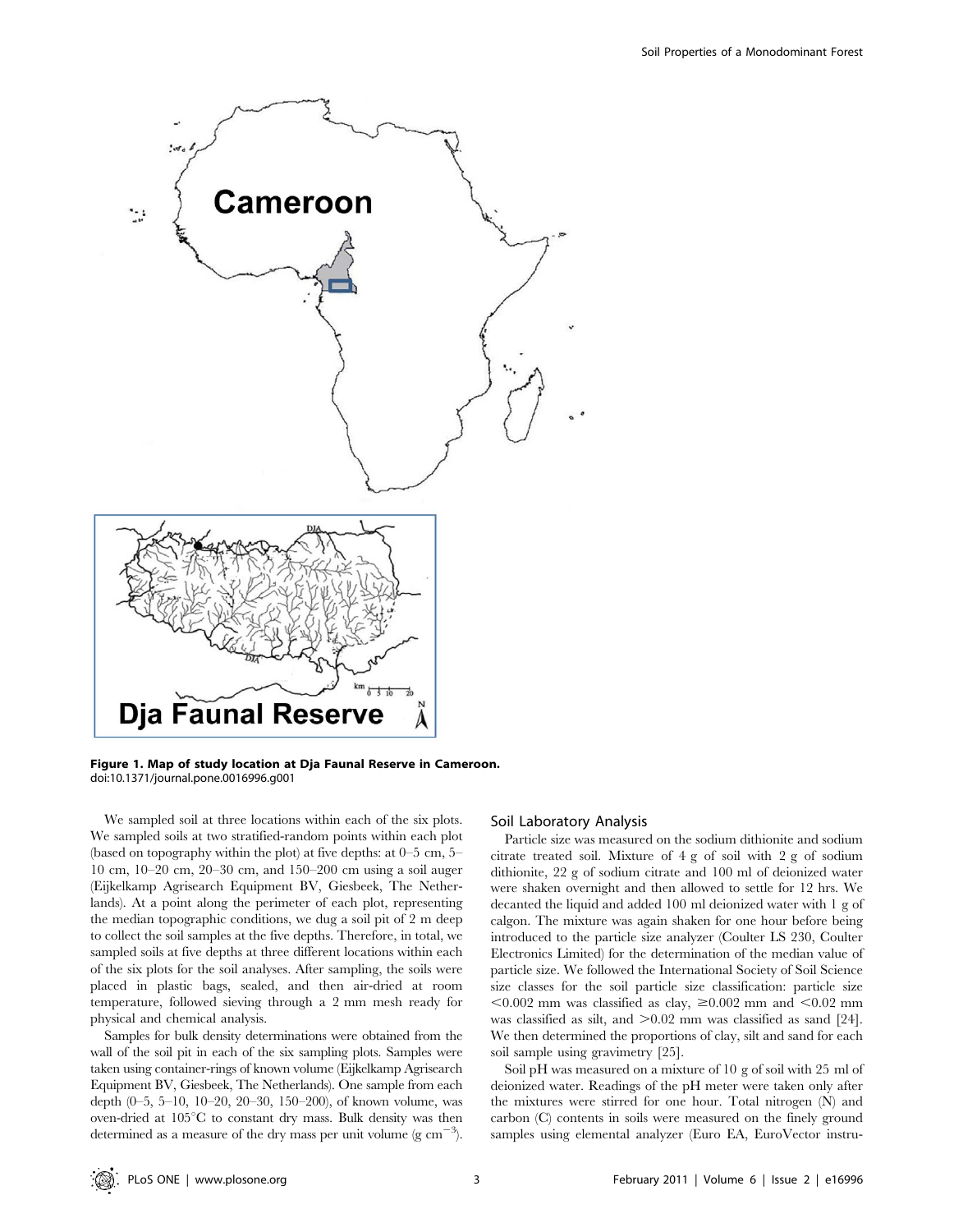Figure 1. Map of study location at Dja Faunal Reserve in Cameroon.
doi:10.1371/journal.pone.0016996.g001

We sampled soil at three locations within each of the six plots. We sampled soils at two stratified-random points within each plot (based on topography within the plot) at five depths: at 0–5 cm, 5–10 cm, 10–20 cm, 20–30 cm, and 150–200 cm using a soil auger (Eijkelkamp Agrisearch Equipment BV, Giesbeek, The Netherlands). At a point along the perimeter of each plot, representing the median topographic conditions, we dug a soil pit of 2 m deep to collect the soil samples at the five depths. Therefore, in total, we sampled soils at five depths at three different locations within each of the six plots for the soil analyses. After sampling, the soils were placed in plastic bags, sealed, and then air-dried at room temperature, followed sieving through a 2 mm mesh ready for physical and chemical analysis.

Samples for bulk density determinations were obtained from the wall of the soil pit in each of the six sampling plots. Samples were taken using container-rings of known volume (Eijkelkamp Agrisearch Equipment BV, Giesbeek, The Netherlands). One sample from each depth (0–5, 5–10, 10–20, 20–30, 150–200), of known volume, was oven-dried at 105°C to constant dry mass. Bulk density was then determined as a measure of the dry mass per unit volume (g $cm^{-3}$).

## Soil Laboratory Analysis

Particle size was measured on the sodium dithionite and sodium citrate treated soil. Mixture of 4 g of soil with 2 g of sodium dithionite, 22 g of sodium citrate and 100 ml of deionized water were shaken overnight and then allowed to settle for 12 hrs. We decanted the liquid and added 100 ml deionized water with 1 g of calgon. The mixture was again shaken for one hour before being introduced to the particle size analyzer (Coulter LS 230, Coulter Electronics Limited) for the determination of the median value of particle size. We followed the International Society of Soil Science size classes for the soil particle size classification: particle size $<0.002$ mm was classified as clay, $\geq 0.002$ mm and $<0.02$ mm was classified as silt, and $>0.02$ mm was classified as sand [24]. We then determined the proportions of clay, silt and sand for each soil sample using gravimetry [25].

Soil pH was measured on a mixture of 10 g of soil with 25 ml of deionized water. Readings of the pH meter were taken only after the mixtures were stirred for one hour. Total nitrogen (N) and carbon (C) contents in soils were measured on the finely ground samples using elemental analyzer (Euro EA, EuroVector instru-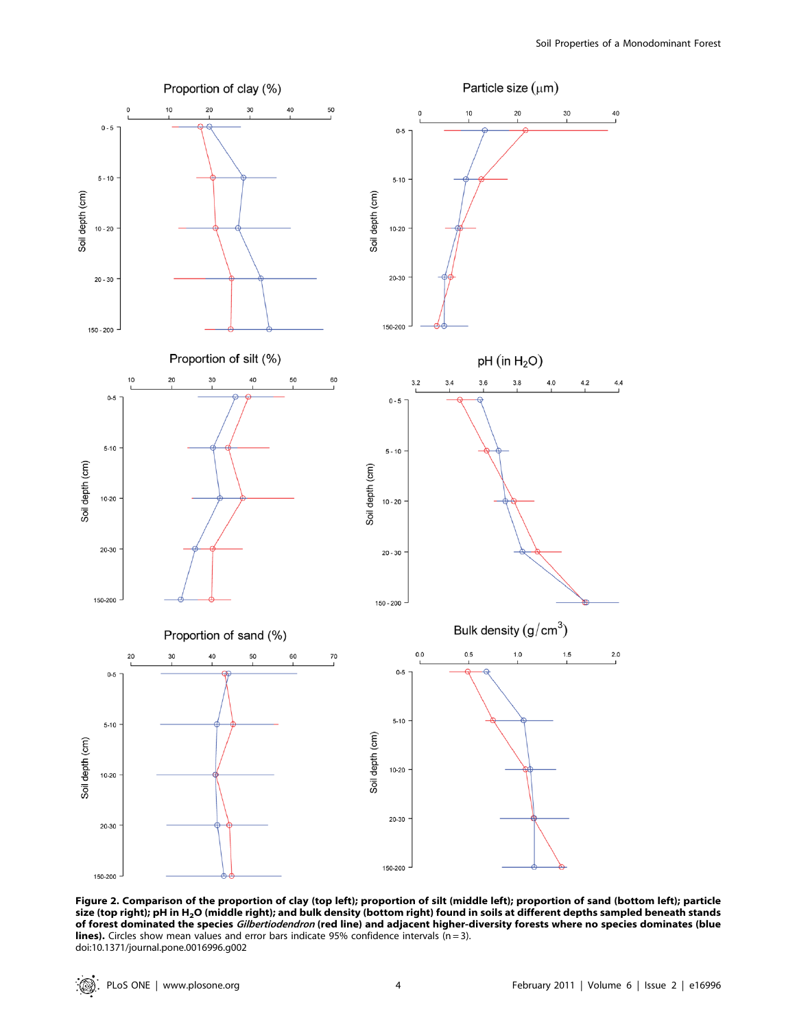**Figure 2. Comparison of the proportion of clay (top left); proportion of silt (middle left); proportion of sand (bottom left); particle size (top right); pH in $H_2O$ (middle right); and bulk density (bottom right) found in soils at different depths sampled beneath stands of forest dominated the species *Gilbertiodendron* (red line) and adjacent higher-diversity forests where no species dominates (blue lines).** Circles show mean values and error bars indicate 95% confidence intervals (n = 3).
doi:10.1371/journal.pone.0016996.g002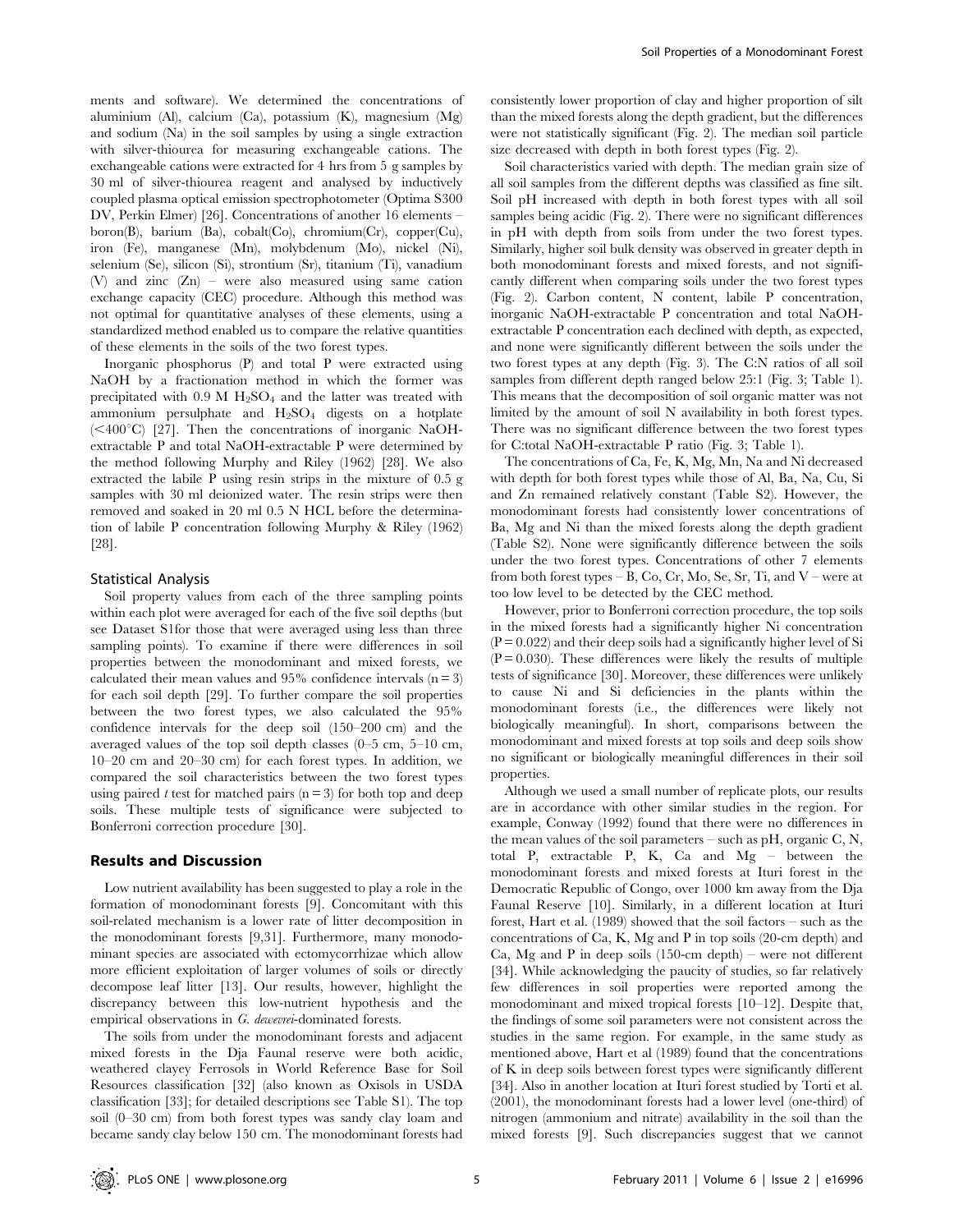ments and software). We determined the concentrations of aluminium (Al), calcium (Ca), potassium (K), magnesium (Mg) and sodium (Na) in the soil samples by using a single extraction with silver-thiourea for measuring exchangeable cations. The exchangeable cations were extracted for 4 hrs from 5 g samples by 30 ml of silver-thiourea reagent and analysed by inductively coupled plasma optical emission spectrophotometer (Optima S300 DV, Perkin Elmer) [26]. Concentrations of another 16 elements – boron(B), barium (Ba), cobalt(Co), chromium(Cr), copper(Cu), iron (Fe), manganese (Mn), molybdenum (Mo), nickel (Ni), selenium (Se), silicon (Si), strontium (Sr), titanium (Ti), vanadium (V) and zinc (Zn) – were also measured using same cation exchange capacity (CEC) procedure. Although this method was not optimal for quantitative analyses of these elements, using a standardized method enabled us to compare the relative quantities of these elements in the soils of the two forest types.

Inorganic phosphorus (P) and total P were extracted using NaOH by a fractionation method in which the former was precipitated with 0.9 M $H_2SO_4$ and the latter was treated with ammonium persulphate and $H_2SO_4$ digests on a hotplate (<400°C) [27]. Then the concentrations of inorganic NaOH-extractable P and total NaOH-extractable P were determined by the method following Murphy and Riley (1962) [28]. We also extracted the labile P using resin strips in the mixture of 0.5 g samples with 30 ml deionized water. The resin strips were then removed and soaked in 20 ml 0.5 N HCL before the determination of labile P concentration following Murphy & Riley (1962) [28].

### Statistical Analysis

Soil property values from each of the three sampling points within each plot were averaged for each of the five soil depths (but see Dataset S1for those that were averaged using less than three sampling points). To examine if there were differences in soil properties between the monodominant and mixed forests, we calculated their mean values and 95% confidence intervals ($n = 3$) for each soil depth [29]. To further compare the soil properties between the two forest types, we also calculated the 95% confidence intervals for the deep soil (150–200 cm) and the averaged values of the top soil depth classes (0–5 cm, 5–10 cm, 10–20 cm and 20–30 cm) for each forest types. In addition, we compared the soil characteristics between the two forest types using paired *t* test for matched pairs ($n = 3$) for both top and deep soils. These multiple tests of significance were subjected to Bonferroni correction procedure [30].

## Results and Discussion

Low nutrient availability has been suggested to play a role in the formation of monodominant forests [9]. Concomitant with this soil-related mechanism is a lower rate of litter decomposition in the monodominant forests [9,31]. Furthermore, many monodominant species are associated with ectomycorrhizae which allow more efficient exploitation of larger volumes of soils or directly decompose leaf litter [13]. Our results, however, highlight the discrepancy between this low-nutrient hypothesis and the empirical observations in *G. dewevrei*-dominated forests.

The soils from under the monodominant forests and adjacent mixed forests in the Dja Faunal reserve were both acidic, weathered clayey Ferrosols in World Reference Base for Soil Resources classification [32] (also known as Oxisols in USDA classification [33]; for detailed descriptions see Table S1). The top soil (0–30 cm) from both forest types was sandy clay loam and became sandy clay below 150 cm. The monodominant forests had consistently lower proportion of clay and higher proportion of silt than the mixed forests along the depth gradient, but the differences were not statistically significant (Fig. 2). The median soil particle size decreased with depth in both forest types (Fig. 2).

Soil characteristics varied with depth. The median grain size of all soil samples from the different depths was classified as fine silt. Soil pH increased with depth in both forest types with all soil samples being acidic (Fig. 2). There were no significant differences in pH with depth from soils from under the two forest types. Similarly, higher soil bulk density was observed in greater depth in both monodominant forests and mixed forests, and not significantly different when comparing soils under the two forest types (Fig. 2). Carbon content, N content, labile P concentration, inorganic NaOH-extractable P concentration and total NaOH-extractable P concentration each declined with depth, as expected, and none were significantly different between the soils under the two forest types at any depth (Fig. 3). The C:N ratios of all soil samples from different depth ranged below 25:1 (Fig. 3; Table 1). This means that the decomposition of soil organic matter was not limited by the amount of soil N availability in both forest types. There was no significant difference between the two forest types for C:total NaOH-extractable P ratio (Fig. 3; Table 1).

The concentrations of Ca, Fe, K, Mg, Mn, Na and Ni decreased with depth for both forest types while those of Al, Ba, Na, Cu, Si and Zn remained relatively constant (Table S2). However, the monodominant forests had consistently lower concentrations of Ba, Mg and Ni than the mixed forests along the depth gradient (Table S2). None were significantly difference between the soils under the two forest types. Concentrations of other 7 elements from both forest types – B, Co, Cr, Mo, Se, Sr, Ti, and V – were at too low level to be detected by the CEC method.

However, prior to Bonferroni correction procedure, the top soils in the mixed forests had a significantly higher Ni concentration ($P = 0.022$) and their deep soils had a significantly higher level of Si ($P = 0.030$). These differences were likely the results of multiple tests of significance [30]. Moreover, these differences were unlikely to cause Ni and Si deficiencies in the plants within the monodominant forests (i.e., the differences were likely not biologically meaningful). In short, comparisons between the monodominant and mixed forests at top soils and deep soils show no significant or biologically meaningful differences in their soil properties.

Although we used a small number of replicate plots, our results are in accordance with other similar studies in the region. For example, Conway (1992) found that there were no differences in the mean values of the soil parameters – such as pH, organic C, N, total P, extractable P, K, Ca and Mg – between the monodominant forests and mixed forests at Ituri forest in the Democratic Republic of Congo, over 1000 km away from the Dja Faunal Reserve [10]. Similarly, in a different location at Ituri forest, Hart et al. (1989) showed that the soil factors – such as the concentrations of Ca, K, Mg and P in top soils (20-cm depth) and Ca, Mg and P in deep soils (150-cm depth) – were not different [34]. While acknowledging the paucity of studies, so far relatively few differences in soil properties were reported among the monodominant and mixed tropical forests [10–12]. Despite that, the findings of some soil parameters were not consistent across the studies in the same region. For example, in the same study as mentioned above, Hart et al (1989) found that the concentrations of K in deep soils between forest types were significantly different [34]. Also in another location at Ituri forest studied by Torti et al. (2001), the monodominant forests had a lower level (one-third) of nitrogen (ammonium and nitrate) availability in the soil than the mixed forests [9]. Such discrepancies suggest that we cannot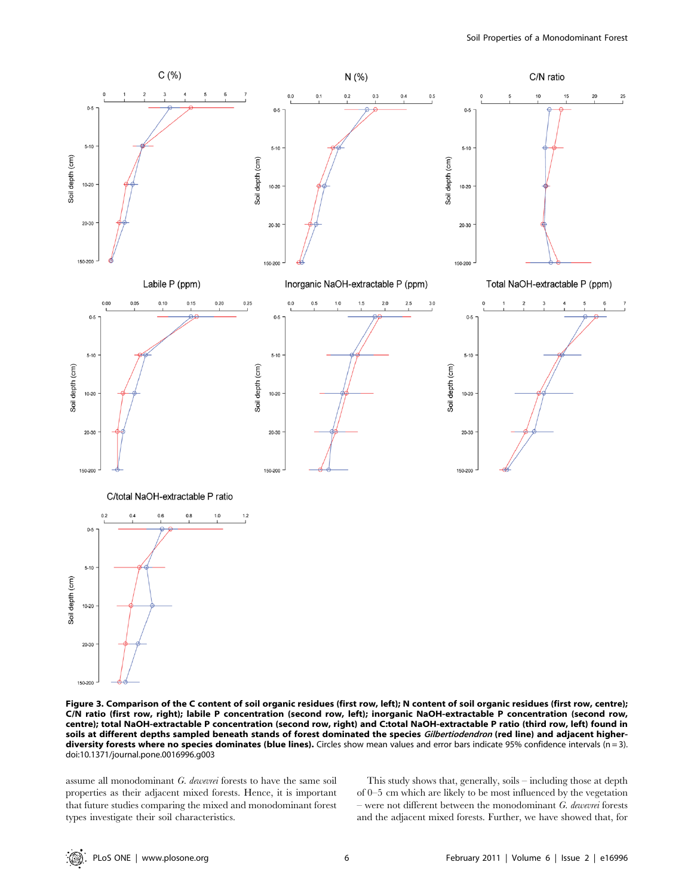**Figure 3. Comparison of the C content of soil organic residues (first row, left); N content of soil organic residues (first row, centre); C/N ratio (first row, right); labile P concentration (second row, left); inorganic NaOH-extractable P concentration (second row, centre); total NaOH-extractable P concentration (second row, right) and C:total NaOH-extractable P ratio (third row, left) found in soils at different depths sampled beneath stands of forest dominated the species *Gilbertiodendron* (red line) and adjacent higher-diversity forests where no species dominates (blue lines).** Circles show mean values and error bars indicate 95% confidence intervals (n = 3).
doi:10.1371/journal.pone.0016996.g003

assume all monodominant *G. dewevrei* forests to have the same soil properties as their adjacent mixed forests. Hence, it is important that future studies comparing the mixed and monodominant forest types investigate their soil characteristics.

This study shows that, generally, soils – including those at depth of 0–5 cm which are likely to be most influenced by the vegetation – were not different between the monodominant *G. dewevrei* forests and the adjacent mixed forests. Further, we have showed that, for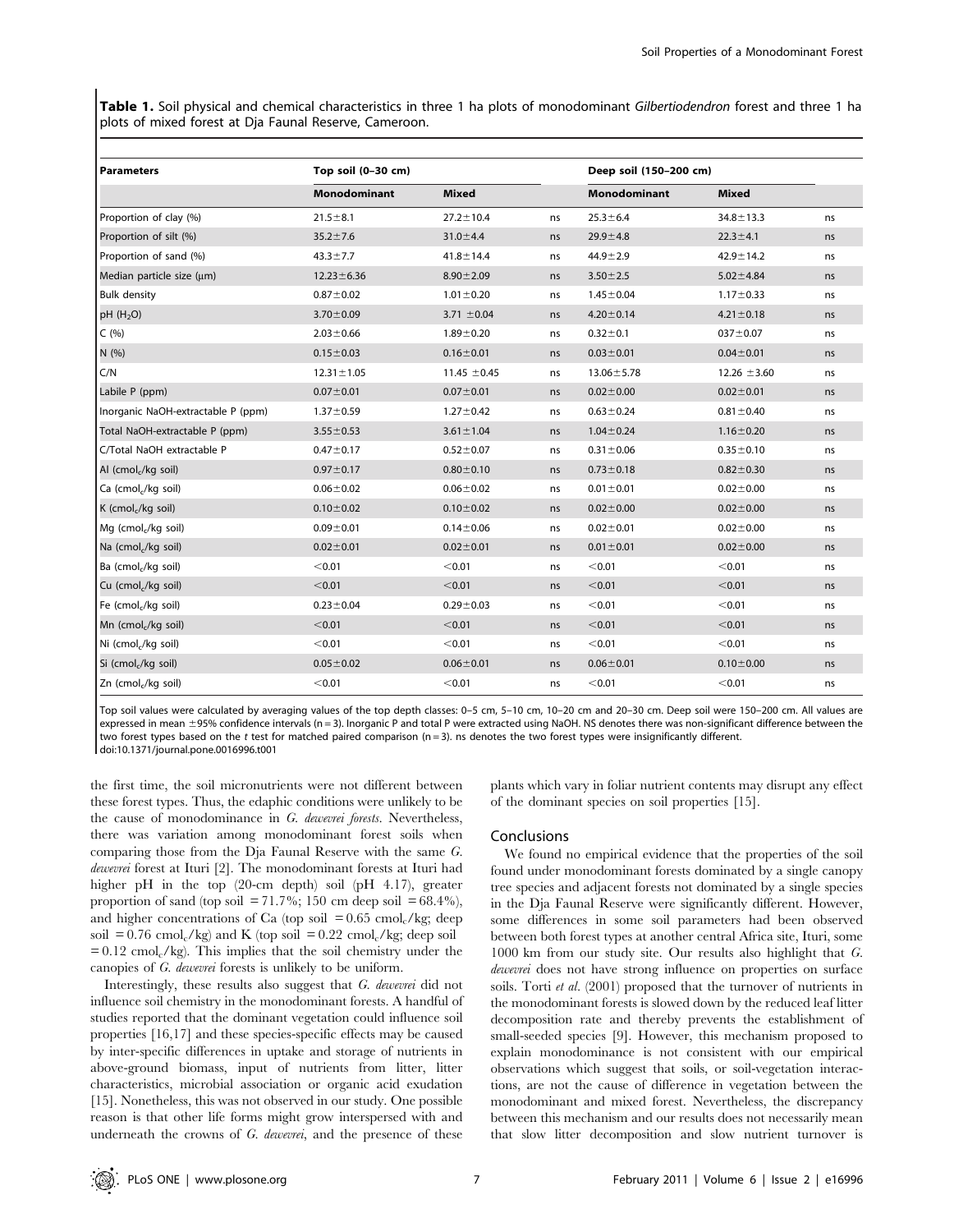**Table 1.** Soil physical and chemical characteristics in three 1 ha plots of monodominant *Gilbertiodendron* forest and three 1 ha plots of mixed forest at Dja Faunal Reserve, Cameroon.

| Parameters | Top soil (0–30 cm) | | | Deep soil (150–200 cm) | | |
|---|---|---|---|---|---|---|
| | Monodominant | Mixed | | Monodominant | Mixed | |
| Proportion of clay (%) | 21.5±8.1 | 27.2±10.4 | ns | 25.3±6.4 | 34.8±13.3 | ns |
| Proportion of silt (%) | 35.2±7.6 | 31.0±4.4 | ns | 29.9±4.8 | 22.3±4.1 | ns |
| Proportion of sand (%) | 43.3±7.7 | 41.8±14.4 | ns | 44.9±2.9 | 42.9±14.2 | ns |
| Median particle size (µm) | 12.23±6.36 | 8.90±2.09 | ns | 3.50±2.5 | 5.02±4.84 | ns |
| Bulk density | 0.87±0.02 | 1.01±0.20 | ns | 1.45±0.04 | 1.17±0.33 | ns |
| pH ($H_2O$) | 3.70±0.09 | 3.71 ±0.04 | ns | 4.20±0.14 | 4.21±0.18 | ns |
| C (%) | 2.03±0.66 | 1.89±0.20 | ns | 0.32±0.1 | 037±0.07 | ns |
| N (%) | 0.15±0.03 | 0.16±0.01 | ns | 0.03±0.01 | 0.04±0.01 | ns |
| C/N | 12.31±1.05 | 11.45 ±0.45 | ns | 13.06±5.78 | 12.26 ±3.60 | ns |
| Labile P (ppm) | 0.07±0.01 | 0.07±0.01 | ns | 0.02±0.00 | 0.02±0.01 | ns |
| Inorganic NaOH-extractable P (ppm) | 1.37±0.59 | 1.27±0.42 | ns | 0.63±0.24 | 0.81±0.40 | ns |
| Total NaOH-extractable P (ppm) | 3.55±0.53 | 3.61±1.04 | ns | 1.04±0.24 | 1.16±0.20 | ns |
| C/Total NaOH extractable P | 0.47±0.17 | 0.52±0.07 | ns | 0.31±0.06 | 0.35±0.10 | ns |
| Al ($cmol_c$/kg soil) | 0.97±0.17 | 0.80±0.10 | ns | 0.73±0.18 | 0.82±0.30 | ns |
| Ca ($cmol_c$/kg soil) | 0.06±0.02 | 0.06±0.02 | ns | 0.01±0.01 | 0.02±0.00 | ns |
| K ($cmol_c$/kg soil) | 0.10±0.02 | 0.10±0.02 | ns | 0.02±0.00 | 0.02±0.00 | ns |
| Mg ($cmol_c$/kg soil) | 0.09±0.01 | 0.14±0.06 | ns | 0.02±0.01 | 0.02±0.00 | ns |
| Na ($cmol_c$/kg soil) | 0.02±0.01 | 0.02±0.01 | ns | 0.01±0.01 | 0.02±0.00 | ns |
| Ba ($cmol_c$/kg soil) | <0.01 | <0.01 | ns | <0.01 | <0.01 | ns |
| Cu ($cmol_c$/kg soil) | <0.01 | <0.01 | ns | <0.01 | <0.01 | ns |
| Fe ($cmol_c$/kg soil) | 0.23±0.04 | 0.29±0.03 | ns | <0.01 | <0.01 | ns |
| Mn ($cmol_c$/kg soil) | <0.01 | <0.01 | ns | <0.01 | <0.01 | ns |
| Ni ($cmol_c$/kg soil) | <0.01 | <0.01 | ns | <0.01 | <0.01 | ns |
| Si ($cmol_c$/kg soil) | 0.05±0.02 | 0.06±0.01 | ns | 0.06±0.01 | 0.10±0.00 | ns |
| Zn ($cmol_c$/kg soil) | <0.01 | <0.01 | ns | <0.01 | <0.01 | ns |

Top soil values were calculated by averaging values of the top depth classes: 0–5 cm, 5–10 cm, 10–20 cm and 20–30 cm. Deep soil were 150–200 cm. All values are expressed in mean ±95% confidence intervals (n = 3). Inorganic P and total P were extracted using NaOH. NS denotes there was non-significant difference between the two forest types based on the *t* test for matched paired comparison (n = 3). ns denotes the two forest types were insignificantly different.
doi:10.1371/journal.pone.0016996.t001

the first time, the soil micronutrients were not different between these forest types. Thus, the edaphic conditions were unlikely to be the cause of monodominance in *G. dewevrei forests*. Nevertheless, there was variation among monodominant forest soils when comparing those from the Dja Faunal Reserve with the same *G. dewevrei* forest at Ituri [2]. The monodominant forests at Ituri had higher pH in the top (20-cm depth) soil (pH 4.17), greater proportion of sand (top soil = 71.7%; 150 cm deep soil = 68.4%), and higher concentrations of Ca (top soil = 0.65 $cmol_c$/kg; deep soil = 0.76 $cmol_c$/kg) and K (top soil = 0.22 $cmol_c$/kg; deep soil = 0.12 $cmol_c$/kg). This implies that the soil chemistry under the canopies of *G. dewevrei* forests is unlikely to be uniform.

Interestingly, these results also suggest that *G. dewevrei* did not influence soil chemistry in the monodominant forests. A handful of studies reported that the monodominant vegetation could influence soil properties [16,17] and these species-specific effects may be caused by inter-specific differences in uptake and storage of nutrients in above-ground biomass, input of nutrients from litter, litter characteristics, microbial association or organic acid exudation [15]. Nonetheless, this was not observed in our study. One possible reason is that other life forms might grow interspersed with and underneath the crowns of *G. dewevrei*, and the presence of these plants which vary in foliar nutrient contents may disrupt any effect of the dominant species on soil properties [15].

## Conclusions

We found no empirical evidence that the properties of the soil found under monodominant forests dominated by a single canopy tree species and adjacent forests not dominated by a single species in the Dja Faunal Reserve were significantly different. However, some differences in some soil parameters had been observed between both forest types at another central Africa site, Ituri, some 1000 km from our study site. Our results also highlight that *G. dewevrei* does not have strong influence on properties on surface soils. Torti *et al*. (2001) proposed that the turnover of nutrients in the monodominant forests is slowed down by the reduced leaf litter decomposition rate and thereby prevents the establishment of small-seeded species [9]. However, this mechanism proposed to explain monodominance is not consistent with our empirical observations which suggest that soils, or soil-vegetation interactions, are not the cause of difference in vegetation between the monodominant and mixed forest. Nevertheless, the discrepancy between this mechanism and our results does not necessarily mean that slow litter decomposition and slow nutrient turnover is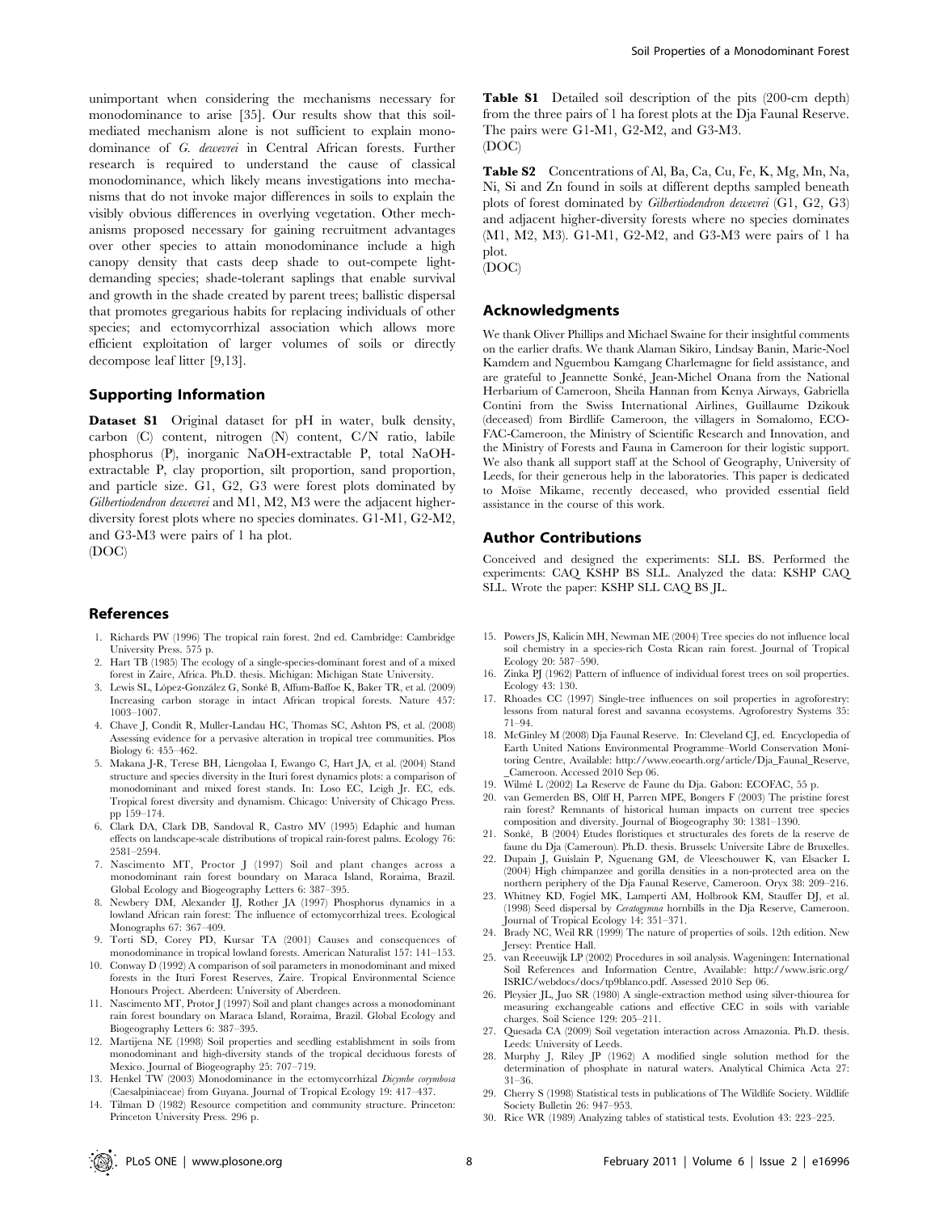unimportant when considering the mechanisms necessary for monodominance to arise [35]. Our results show that this soil-mediated mechanism alone is not sufficient to explain monodominance of *G. dewevrei* in Central African forests. Further research is required to understand the cause of classical monodominance, which likely means investigations into mechanisms that do not invoke major differences in soils to explain the visibly obvious differences in overlying vegetation. Other mechanisms proposed necessary for gaining recruitment advantages over other species to attain monodominance include a high canopy density that casts deep shade to out-compete light-demanding species; shade-tolerant saplings that enable survival and growth in the shade created by parent trees; ballistic dispersal that promotes gregarious habits for replacing individuals of other species; and ectomycorrhizal association which allows more efficient exploitation of larger volumes of soils or directly decompose leaf litter [9,13].

## Supporting Information

**Dataset S1** Original dataset for pH in water, bulk density, carbon (C) content, nitrogen (N) content, C/N ratio, labile phosphorus (P), inorganic NaOH-extractable P, total NaOH-extractable P, clay proportion, silt proportion, sand proportion, and particle size. G1, G2, G3 were forest plots dominated by *Gilbertiodendron dewevrei* and M1, M2, M3 were the adjacent higher-diversity forest plots where no species dominates. G1-M1, G2-M2, and G3-M3 were pairs of 1 ha plot.
(DOC)

**Table S1** Detailed soil description of the pits (200-cm depth) from the three pairs of 1 ha forest plots at the Dja Faunal Reserve. The pairs were G1-M1, G2-M2, and G3-M3.
(DOC)

**Table S2** Concentrations of Al, Ba, Ca, Cu, Fe, K, Mg, Mn, Na, Ni, Si and Zn found in soils at different depths sampled beneath plots of forest dominated by *Gilbertiodendron dewevrei* (G1, G2, G3) and adjacent higher-diversity forests where no species dominates (M1, M2, M3). G1-M1, G2-M2, and G3-M3 were pairs of 1 ha plot.
(DOC)

## Acknowledgments

We thank Oliver Phillips and Michael Swaine for their insightful comments on the earlier drafts. We thank Alaman Sikiro, Lindsay Banin, Marie-Noel Kamdem and Nguembou Kamgang Charlemagne for field assistance, and are grateful to Jeannette Sonké, Jean-Michel Onana from the National Herbarium of Cameroon, Sheila Hannan from Kenya Airways, Gabriella Contini from the Swiss International Airlines, Guillaume Dzikouk (deceased) from Birdlife Cameroon, the villagers in Somalomo, ECOFAC-Cameroon, the Ministry of Scientific Research and Innovation, and the Ministry of Forests and Fauna in Cameroon for their logistic support. We also thank all support staff at the School of Geography, University of Leeds, for their generous help in the laboratories. This paper is dedicated to Moise Mikame, recently deceased, who provided essential field assistance in the course of this work.

## Author Contributions

Conceived and designed the experiments: SLL BS. Performed the experiments: CAQ KSHP BS SLL. Analyzed the data: KSHP CAQ SLL. Wrote the paper: KSHP SLL CAQ BS JL.

## References

1. Richards PW (1996) The tropical rain forest. 2nd ed. Cambridge: Cambridge University Press. 575 p.
2. Hart TB (1985) The ecology of a single-species-dominant forest and of a mixed forest in Zaire, Africa. Ph.D. thesis. Michigan: Michigan State University.
3. Lewis SL, López-González G, Sonké B, Affum-Baffoe K, Baker TR, et al. (2009) Increasing carbon storage in intact African tropical forests. Nature 457: 1003–1007.
4. Chave J, Condit R, Muller-Landau HC, Thomas SC, Ashton PS, et al. (2008) Assessing evidence for a pervasive alteration in tropical tree communities. Plos Biology 6: 455–462.
5. Makana J-R, Terese BH, Liengolaa I, Ewango C, Hart JA, et al. (2004) Stand structure and species diversity in the Ituri forest dynamics plots: a comparison of monodominant and mixed forest stands. In: Loso EC, Leigh Jr. EC, eds. Tropical forest diversity and dynamism. Chicago: University of Chicago Press. pp 159–174.
6. Clark DA, Clark DB, Sandoval R, Castro MV (1995) Edaphic and human effects on landscape-scale distributions of tropical rain-forest palms. Ecology 76: 2581–2594.
7. Nascimento MT, Proctor J (1997) Soil and plant changes across a monodominant rain forest boundary on Maraca Island, Roraima, Brazil. Global Ecology and Biogeography Letters 6: 387–395.
8. Newbery DM, Alexander IJ, Rother JA (1997) Phosphorus dynamics in a lowland African rain forest: The influence of ectomycorrhizal trees. Ecological Monographs 67: 367–409.
9. Torti SD, Corey PD, Kursar TA (2001) Causes and consequences of monodominance in tropical lowland forests. American Naturalist 157: 141–153.
10. Conway D (1992) A comparison of soil parameters in monodominant and mixed forests in the Ituri Forest Reserves, Zaire. Tropical Environmental Science Honours Project. Aberdeen: University of Aberdeen.
11. Nascimento MT, Protor J (1997) Soil and plant changes across a monodominant rain forest boundary on Maraca Island, Roraima, Brazil. Global Ecology and Biogeography Letters 6: 387–395.
12. Martijena NE (1998) Soil properties and seedling establishment in soils from monodominant and high-diversity stands of the tropical deciduous forests of Mexico. Journal of Biogeography 25: 707–719.
13. Henkel TW (2003) Monodominance in the ectomycorrhizal *Dicymbe corymbosa* (Caesalpiniaceae) from Guyana. Journal of Tropical Ecology 19: 417–437.
14. Tilman D (1982) Resource competition and community structure. Princeton: Princeton University Press. 296 p.
15. Powers JS, Kalicin MH, Newman ME (2004) Tree species do not influence local soil chemistry in a species-rich Costa Rican rain forest. Journal of Tropical Ecology 20: 587–590.
16. Zinka PJ (1962) Pattern of influence of individual forest trees on soil properties. Ecology 43: 130.
17. Rhoades CC (1997) Single-tree influences on soil properties in agroforestry: lessons from natural forest and savanna ecosystems. Agroforestry Systems 35: 71–94.
18. McGinley M (2008) Dja Faunal Reserve. In: Cleveland CJ, ed. Encyclopedia of Earth United Nations Environmental Programme–World Conservation Monitoring Centre, Available: http://www.eoearth.org/article/Dja_Faunal_Reserve,_Cameroon. Accessed 2010 Sep 06.
19. Wilmé L (2002) La Reserve de Faune du Dja. Gabon: ECOFAC, 55 p.
20. van Gemerden BS, Olff H, Parren MPE, Bongers F (2003) The pristine forest rain forest? Remnants of historical human impacts on current tree species composition and diversity. Journal of Biogeography 30: 1381–1390.
21. Sonké, B (2004) Etudes floristiques et structurales des forets de la reserve de faune du Dja (Cameroun). Ph.D. thesis. Brussels: Universite Libre de Bruxelles.
22. Dupain J, Guislain P, Nguenang GM, de Vleeschouwer K, van Elsacker L (2004) High chimpanzee and gorilla densities in a non-protected area on the northern periphery of the Dja Faunal Reserve, Cameroon. Oryx 38: 209–216.
23. Whitney KD, Fogiel MK, Lamperti AM, Holbrook KM, Stauffer DJ, et al. (1998) Seed dispersal by *Ceratogymna* hornbills in the Dja Reserve, Cameroon. Journal of Tropical Ecology 14: 351–371.
24. Brady NC, Weil RR (1999) The nature of properties of soils. 12th edition. New Jersey: Prentice Hall.
25. van Reeeuwijk LP (2002) Procedures in soil analysis. Wageningen: International Soil References and Information Centre, Available: http://www.isric.org/ISRIC/webdocs/docs/tp9blanco.pdf. Assessed 2010 Sep 06.
26. Pleysier JL, Juo SR (1980) A single-extraction method using silver-thiourea for measuring exchangeable cations and effective CEC in soils with variable charges. Soil Science 129: 205–211.
27. Quesada CA (2009) Soil vegetation interaction across Amazonia. Ph.D. thesis. Leeds: University of Leeds.
28. Murphy J, Riley JP (1962) A modified single solution method for the determination of phosphate in natural waters. Analytical Chimica Acta 27: 31–36.
29. Cherry S (1998) Statistical tests in publications of The Wildlife Society. Wildlife Society Bulletin 26: 947–953.
30. Rice WR (1989) Analyzing tables of statistical tests. Evolution 43: 223–225.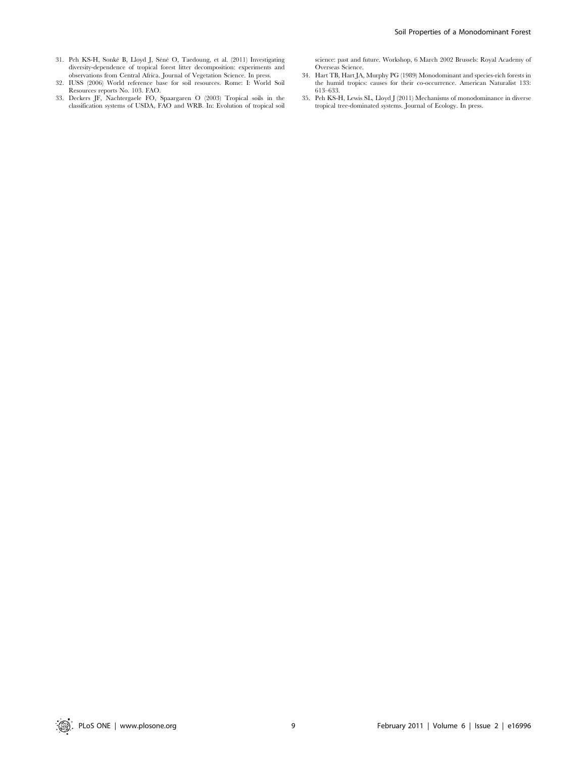31. Peh KS-H, Sonké B, Lloyd J, Séné O, Taedoung, et al. (2011) Investigating diversity-dependence of tropical forest litter decomposition: experiments and observations from Central Africa. Journal of Vegetation Science. In press.
32. IUSS (2006) World reference base for soil resources. Rome: I: World Soil Resources reports No. 103. FAO.
33. Deckers JF, Nachtergaele FO, Spaargaren O (2003) Tropical soils in the classification systems of USDA, FAO and WRB. In: Evolution of tropical soil science: past and future. Workshop, 6 March 2002 Brussels: Royal Academy of Overseas Science.
34. Hart TB, Hart JA, Murphy PG (1989) Monodominant and species-rich forests in the humid tropics: causes for their co-occurrence. American Naturalist 133: 613–633.
35. Peh KS-H, Lewis SL, Lloyd J (2011) Mechanisms of monodominance in diverse tropical tree-dominated systems. Journal of Ecology. In press.